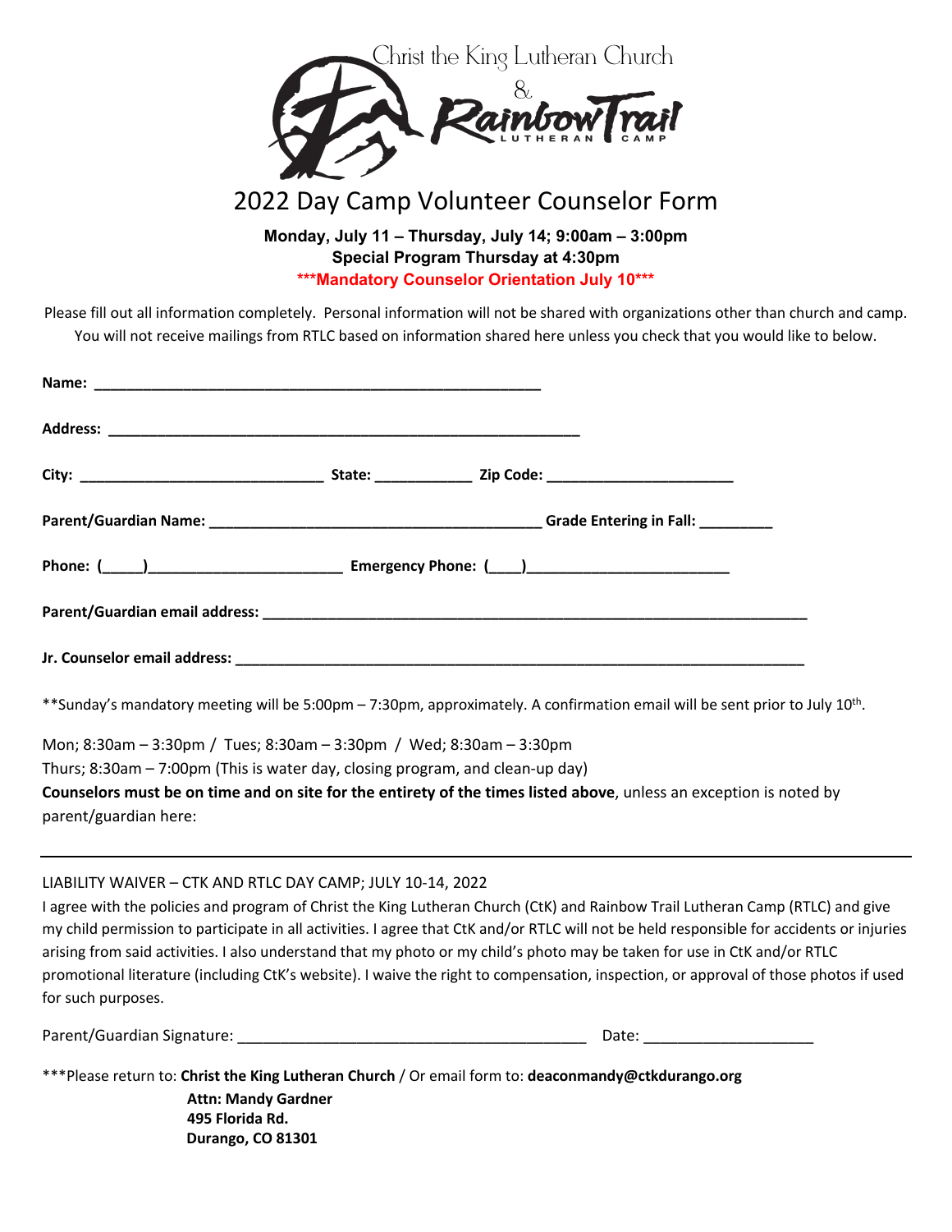Christ the King Lutheran Church

&

Rainbow Trail LUTHERAN CAMP

# 2022 Day Camp Volunteer Counselor Form

**Monday, July 11 – Thursday, July 14; 9:00am – 3:00pm**
**Special Program Thursday at 4:30pm**
**\*\*\*Mandatory Counselor Orientation July 10\*\*\***

Please fill out all information completely. Personal information will not be shared with organizations other than church and camp. You will not receive mailings from RTLC based on information shared here unless you check that you would like to below.

**Name:** ________________________________________________

**Address:** ___________________________________________________

**City:** __________________________ **State:** ___________ **Zip Code:** ____________________

**Parent/Guardian Name:** ____________________________________ **Grade Entering in Fall:** ________

**Phone:** (_____)______________________ **Emergency Phone:** (____)______________________

**Parent/Guardian email address:** ____________________________________________________________

**Jr. Counselor email address:** ______________________________________________________________

\*\*Sunday's mandatory meeting will be 5:00pm – 7:30pm, approximately. A confirmation email will be sent prior to July 10th.

Mon; 8:30am – 3:30pm / Tues; 8:30am – 3:30pm / Wed; 8:30am – 3:30pm
Thurs; 8:30am – 7:00pm (This is water day, closing program, and clean-up day)
**Counselors must be on time and on site for the entirety of the times listed above**, unless an exception is noted by parent/guardian here:

---

LIABILITY WAIVER – CTK AND RTLC DAY CAMP; JULY 10-14, 2022

I agree with the policies and program of Christ the King Lutheran Church (CtK) and Rainbow Trail Lutheran Camp (RTLC) and give my child permission to participate in all activities. I agree that CtK and/or RTLC will not be held responsible for accidents or injuries arising from said activities. I also understand that my photo or my child's photo may be taken for use in CtK and/or RTLC promotional literature (including CtK's website). I waive the right to compensation, inspection, or approval of those photos if used for such purposes.

Parent/Guardian Signature: ________________________________________ Date: ___________________

\*\*\*Please return to: **Christ the King Lutheran Church** / Or email form to: **deaconmandy@ctkdurango.org**
**Attn: Mandy Gardner**
**495 Florida Rd.**
**Durango, CO 81301**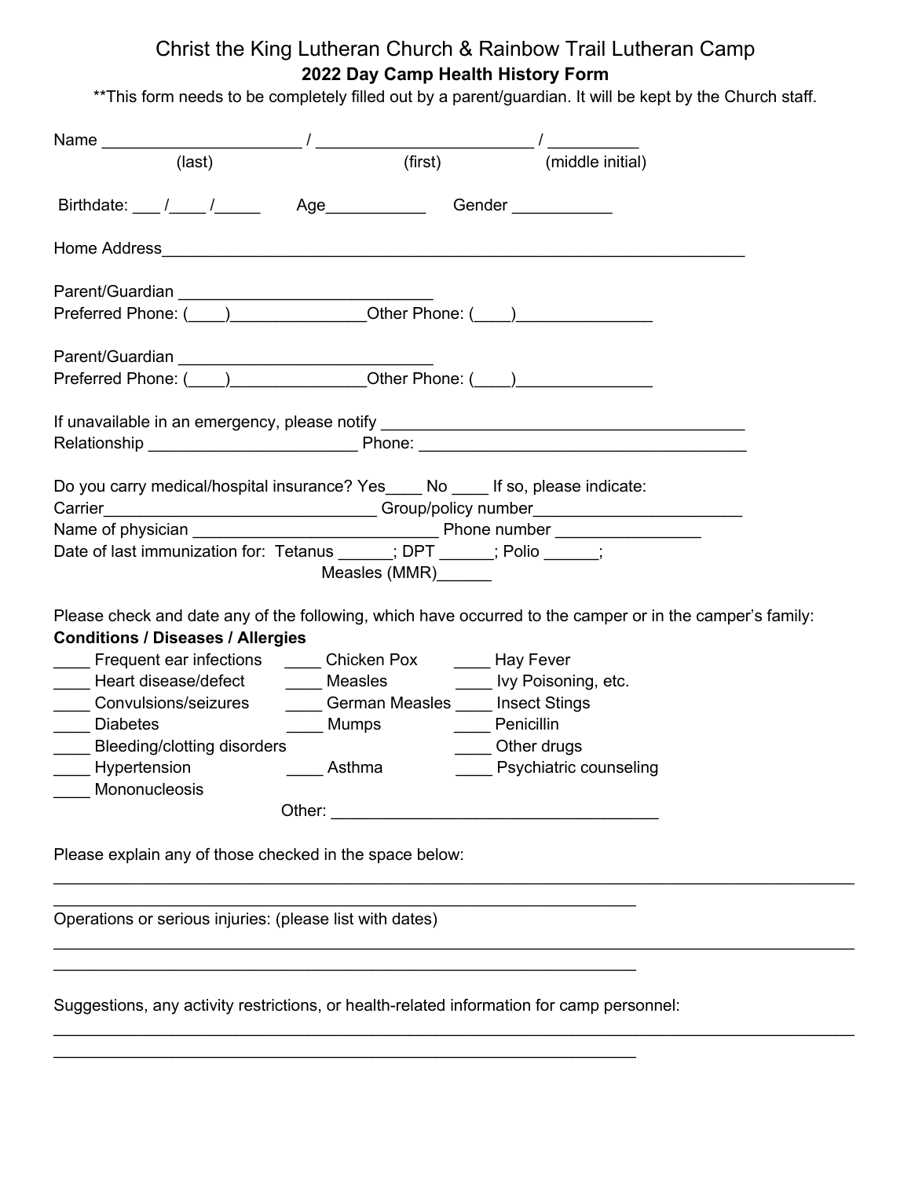# Christ the King Lutheran Church & Rainbow Trail Lutheran Camp

## 2022 Day Camp Health History Form

**This form needs to be completely filled out by a parent/guardian. It will be kept by the Church staff.

Name ______________________ / ________________________ / __________
(last) (first) (middle initial)

Birthdate: ___ /____ /_____ Age___________ Gender ___________

Home Address__________________________________________________________________

Parent/Guardian ____________________________
Preferred Phone: (____)_______________Other Phone: (____)_______________

Parent/Guardian ____________________________
Preferred Phone: (____)_______________Other Phone: (____)_______________

If unavailable in an emergency, please notify ________________________________________
Relationship _______________________ Phone: _____________________________________

Do you carry medical/hospital insurance? Yes____ No ____ If so, please indicate:
Carrier_____________________________ Group/policy number_______________________
Name of physician ___________________________ Phone number ________________
Date of last immunization for: Tetanus ______; DPT ______; Polio ______;
Measles (MMR)______

Please check and date any of the following, which have occurred to the camper or in the camper's family:

**Conditions / Diseases / Allergies**

____ Frequent ear infections
____ Heart disease/defect
____ Convulsions/seizures
____ Diabetes
____ Bleeding/clotting disorders
____ Hypertension
____ Mononucleosis
____ Chicken Pox
____ Measles
____ German Measles
____ Mumps
____ Asthma
____ Hay Fever
____ Ivy Poisoning, etc.
____ Insect Stings
____ Penicillin
____ Other drugs
____ Psychiatric counseling

Other: ____________________________________

Please explain any of those checked in the space below:

__________________________________________________________________________________________
_________________________________________________________________

Operations or serious injuries: (please list with dates)

__________________________________________________________________________________________
_________________________________________________________________

Suggestions, any activity restrictions, or health-related information for camp personnel:

__________________________________________________________________________________________
_________________________________________________________________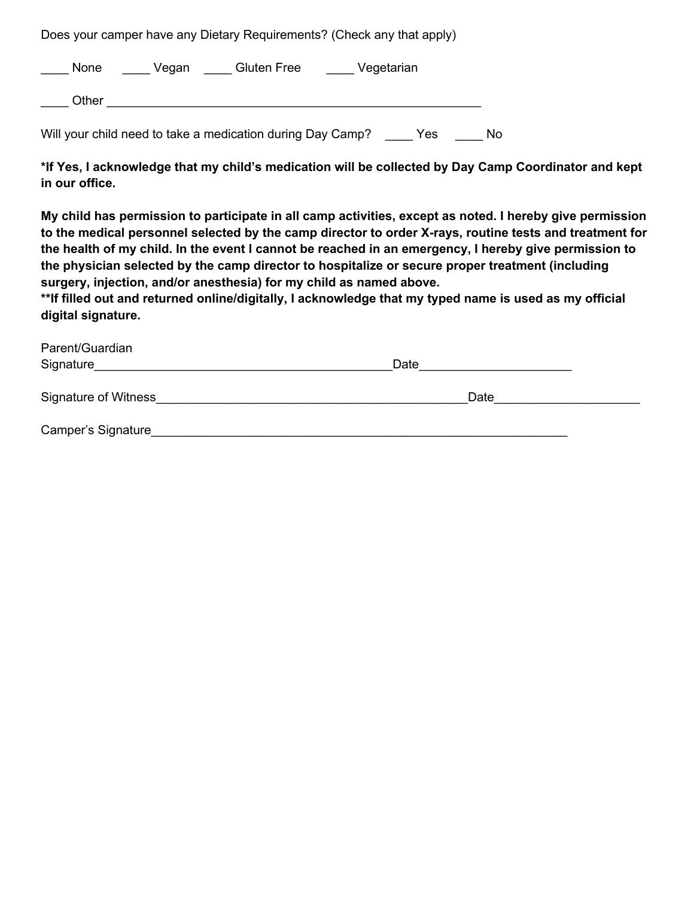Does your camper have any Dietary Requirements? (Check any that apply)

____ None ____ Vegan ____ Gluten Free ____ Vegetarian

____ Other ________________________________________________________

Will your child need to take a medication during Day Camp? ____ Yes ____ No

**\*If Yes, I acknowledge that my child's medication will be collected by Day Camp Coordinator and kept in our office.**

**My child has permission to participate in all camp activities, except as noted. I hereby give permission to the medical personnel selected by the camp director to order X-rays, routine tests and treatment for the health of my child. In the event I cannot be reached in an emergency, I hereby give permission to the physician selected by the camp director to hospitalize or secure proper treatment (including surgery, injection, and/or anesthesia) for my child as named above.**
**\*\*If filled out and returned online/digitally, I acknowledge that my typed name is used as my official digital signature.**

Parent/Guardian
Signature_____________________________________________Date______________________

Signature of Witness_______________________________________________Date_____________________

Camper's Signature_______________________________________________________________